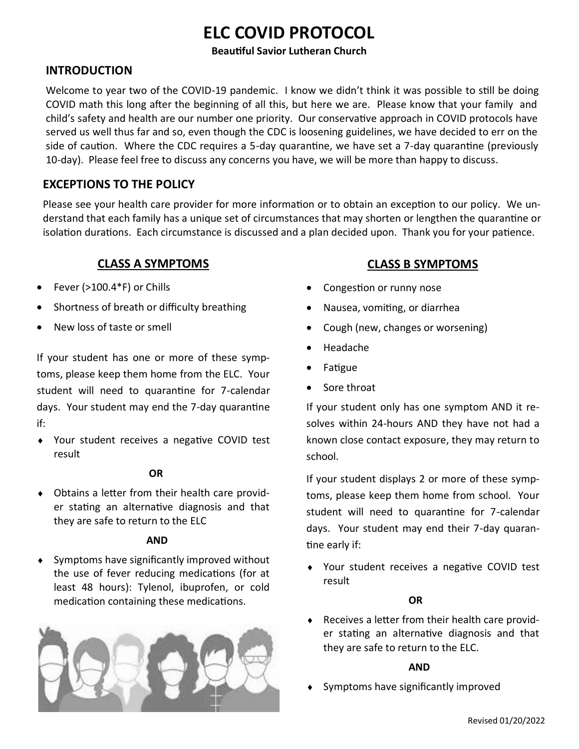# ELC COVID PROTOCOL

**Beautiful Savior Lutheran Church**

## INTRODUCTION

Welcome to year two of the COVID-19 pandemic. I know we didn't think it was possible to still be doing COVID math this long after the beginning of all this, but here we are. Please know that your family and child's safety and health are our number one priority. Our conservative approach in COVID protocols have served us well thus far and so, even though the CDC is loosening guidelines, we have decided to err on the side of caution. Where the CDC requires a 5-day quarantine, we have set a 7-day quarantine (previously 10-day). Please feel free to discuss any concerns you have, we will be more than happy to discuss.

## EXCEPTIONS TO THE POLICY

Please see your health care provider for more information or to obtain an exception to our policy. We understand that each family has a unique set of circumstances that may shorten or lengthen the quarantine or isolation durations. Each circumstance is discussed and a plan decided upon. Thank you for your patience.

## CLASS A SYMPTOMS

- Fever (>100.4*F) or Chills
- Shortness of breath or difficulty breathing
- New loss of taste or smell

If your student has one or more of these symptoms, please keep them home from the ELC. Your student will need to quarantine for 7-calendar days. Your student may end the 7-day quarantine if:

- Your student receives a negative COVID test result

**OR**

- Obtains a letter from their health care provider stating an alternative diagnosis and that they are safe to return to the ELC

**AND**

- Symptoms have significantly improved without the use of fever reducing medications (for at least 48 hours): Tylenol, ibuprofen, or cold medication containing these medications.

## CLASS B SYMPTOMS

- Congestion or runny nose
- Nausea, vomiting, or diarrhea
- Cough (new, changes or worsening)
- Headache
- Fatigue
- Sore throat

If your student only has one symptom AND it resolves within 24-hours AND they have not had a known close contact exposure, they may return to school.

If your student displays 2 or more of these symptoms, please keep them home from school. Your student will need to quarantine for 7-calendar days. Your student may end their 7-day quarantine early if:

- Your student receives a negative COVID test result

**OR**

- Receives a letter from their health care provider stating an alternative diagnosis and that they are safe to return to the ELC.

**AND**

- Symptoms have significantly improved

Revised 01/20/2022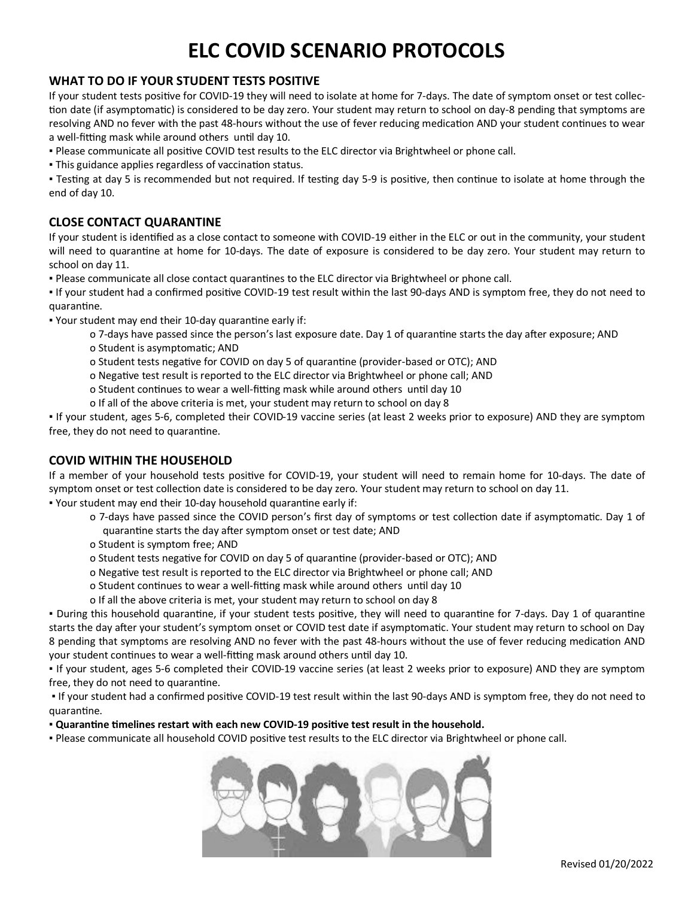# ELC COVID SCENARIO PROTOCOLS

## WHAT TO DO IF YOUR STUDENT TESTS POSITIVE

If your student tests positive for COVID-19 they will need to isolate at home for 7-days. The date of symptom onset or test collection date (if asymptomatic) is considered to be day zero. Your student may return to school on day-8 pending that symptoms are resolving AND no fever with the past 48-hours without the use of fever reducing medication AND your student continues to wear a well-fitting mask while around others until day 10.

- Please communicate all positive COVID test results to the ELC director via Brightwheel or phone call.
- This guidance applies regardless of vaccination status.
- Testing at day 5 is recommended but not required. If testing day 5-9 is positive, then continue to isolate at home through the end of day 10.

## CLOSE CONTACT QUARANTINE

If your student is identified as a close contact to someone with COVID-19 either in the ELC or out in the community, your student will need to quarantine at home for 10-days. The date of exposure is considered to be day zero. Your student may return to school on day 11.

- Please communicate all close contact quarantines to the ELC director via Brightwheel or phone call.
- If your student had a confirmed positive COVID-19 test result within the last 90-days AND is symptom free, they do not need to quarantine.
- Your student may end their 10-day quarantine early if:
  - 7-days have passed since the person's last exposure date. Day 1 of quarantine starts the day after exposure; AND
  - Student is asymptomatic; AND
  - Student tests negative for COVID on day 5 of quarantine (provider-based or OTC); AND
  - Negative test result is reported to the ELC director via Brightwheel or phone call; AND
  - Student continues to wear a well-fitting mask while around others until day 10
  - If all of the above criteria is met, your student may return to school on day 8
- If your student, ages 5-6, completed their COVID-19 vaccine series (at least 2 weeks prior to exposure) AND they are symptom free, they do not need to quarantine.

## COVID WITHIN THE HOUSEHOLD

If a member of your household tests positive for COVID-19, your student will need to remain home for 10-days. The date of symptom onset or test collection date is considered to be day zero. Your student may return to school on day 11.

- Your student may end their 10-day household quarantine early if:
  - 7-days have passed since the COVID person's first day of symptoms or test collection date if asymptomatic. Day 1 of quarantine starts the day after symptom onset or test date; AND
  - Student is symptom free; AND
  - Student tests negative for COVID on day 5 of quarantine (provider-based or OTC); AND
  - Negative test result is reported to the ELC director via Brightwheel or phone call; AND
  - Student continues to wear a well-fitting mask while around others until day 10
  - If all the above criteria is met, your student may return to school on day 8
- During this household quarantine, if your student tests positive, they will need to quarantine for 7-days. Day 1 of quarantine starts the day after your student's symptom onset or COVID test date if asymptomatic. Your student may return to school on Day 8 pending that symptoms are resolving AND no fever with the past 48-hours without the use of fever reducing medication AND your student continues to wear a well-fitting mask around others until day 10.
- If your student, ages 5-6 completed their COVID-19 vaccine series (at least 2 weeks prior to exposure) AND they are symptom free, they do not need to quarantine.
- If your student had a confirmed positive COVID-19 test result within the last 90-days AND is symptom free, they do not need to quarantine.
- **Quarantine timelines restart with each new COVID-19 positive test result in the household.**
- Please communicate all household COVID positive test results to the ELC director via Brightwheel or phone call.

Revised 01/20/2022